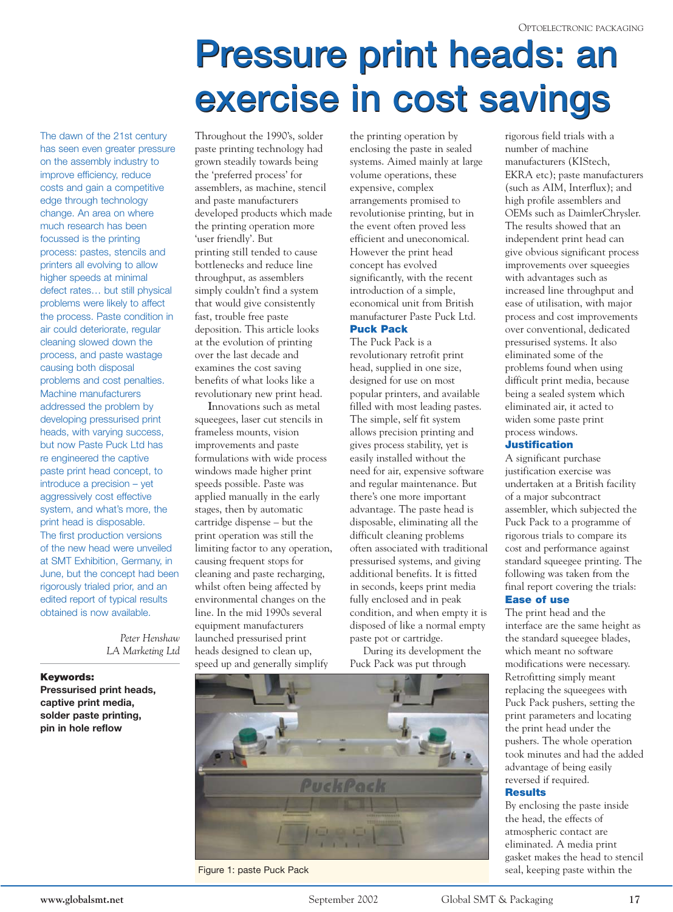# Pressure print heads: an exercise in cost savings

The dawn of the 21st century has seen even greater pressure on the assembly industry to improve efficiency, reduce costs and gain a competitive edge through technology change. An area on where much research has been focussed is the printing process: pastes, stencils and printers all evolving to allow higher speeds at minimal defect rates… but still physical problems were likely to affect the process. Paste condition in air could deteriorate, regular cleaning slowed down the process, and paste wastage causing both disposal problems and cost penalties. Machine manufacturers addressed the problem by developing pressurised print heads, with varying success, but now Paste Puck Ltd has re engineered the captive paste print head concept, to introduce a precision – yet aggressively cost effective system, and what's more, the print head is disposable. The first production versions of the new head were unveiled at SMT Exhibition, Germany, in June, but the concept had been rigorously trialed prior, and an edited report of typical results obtained is now available.

*Peter Henshaw*
*LA Marketing Ltd*

**Keywords:**
**Pressurised print heads, captive print media, solder paste printing, pin in hole reflow**

Throughout the 1990's, solder paste printing technology had grown steadily towards being the 'preferred process' for assemblers, as machine, stencil and paste manufacturers developed products which made the printing operation more 'user friendly'. But printing still tended to cause bottlenecks and reduce line throughput, as assemblers simply couldn't find a system that would give consistently fast, trouble free paste deposition. This article looks at the evolution of printing over the last decade and examines the cost saving benefits of what looks like a revolutionary new print head.

Innovations such as metal squeegees, laser cut stencils in frameless mounts, vision improvements and paste formulations with wide process windows made higher print speeds possible. Paste was applied manually in the early stages, then by automatic cartridge dispense – but the print operation was still the limiting factor to any operation, causing frequent stops for cleaning and paste recharging, whilst often being affected by environmental changes on the line. In the mid 1990s several equipment manufacturers launched pressurised print heads designed to clean up, speed up and generally simplify the printing operation by enclosing the paste in sealed systems. Aimed mainly at large volume operations, these expensive, complex arrangements promised to revolutionise printing, but in the event often proved less efficient and uneconomical. However the print head concept has evolved significantly, with the recent introduction of a simple, economical unit from British manufacturer Paste Puck Ltd.

## Puck Pack

The Puck Pack is a revolutionary retrofit print head, supplied in one size, designed for use on most popular printers, and available filled with most leading pastes. The simple, self fit system allows precision printing and gives process stability, yet is easily installed without the need for air, expensive software and regular maintenance. But there's one more important advantage. The paste head is disposable, eliminating all the difficult cleaning problems often associated with traditional pressurised systems, and giving additional benefits. It is fitted in seconds, keeps print media fully enclosed and in peak condition, and when empty it is disposed of like a normal empty paste pot or cartridge.

During its development the Puck Pack was put through rigorous field trials with a number of machine manufacturers (KIStech, EKRA etc); paste manufacturers (such as AIM, Interflux); and high profile assemblers and OEMs such as DaimlerChrysler. The results showed that an independent print head can give obvious significant process improvements over squeegies with advantages such as increased line throughput and ease of utilisation, with major process and cost improvements over conventional, dedicated pressurised systems. It also eliminated some of the problems found when using difficult print media, because being a sealed system which eliminated air, it acted to widen some paste print process windows.

Figure 1: paste Puck Pack

## Justification

A significant purchase justification exercise was undertaken at a British facility of a major subcontract assembler, which subjected the Puck Pack to a programme of rigorous trials to compare its cost and performance against standard squeegee printing. The following was taken from the final report covering the trials:

## Ease of use

The print head and the interface are the same height as the standard squeegee blades, which meant no software modifications were necessary. Retrofitting simply meant replacing the squeegees with Puck Pack pushers, setting the print parameters and locating the print head under the pushers. The whole operation took minutes and had the added advantage of being easily reversed if required.

## Results

By enclosing the paste inside the head, the effects of atmospheric contact are eliminated. A media print gasket makes the head to stencil seal, keeping paste within the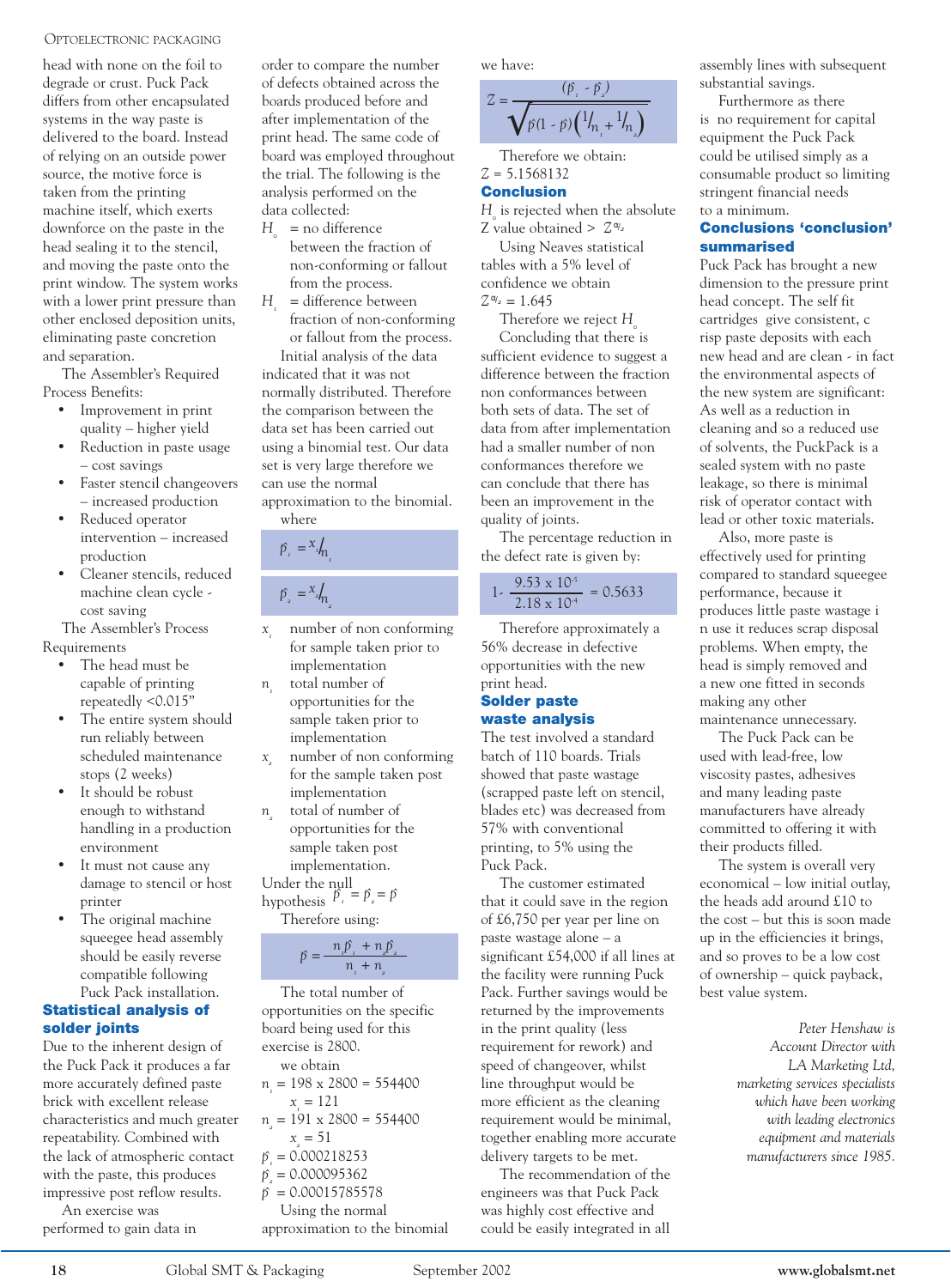head with none on the foil to degrade or crust. Puck Pack differs from other encapsulated systems in the way paste is delivered to the board. Instead of relying on an outside power source, the motive force is taken from the printing machine itself, which exerts downforce on the paste in the head sealing it to the stencil, and moving the paste onto the print window. The system works with a lower print pressure than other enclosed deposition units, eliminating paste concretion and separation.

The Assembler's Required Process Benefits:

- Improvement in print quality – higher yield
- Reduction in paste usage – cost savings
- Faster stencil changeovers – increased production
- Reduced operator intervention – increased production
- Cleaner stencils, reduced machine clean cycle - cost saving

The Assembler's Process Requirements

- The head must be capable of printing repeatedly <0.015"
- The entire system should run reliably between scheduled maintenance stops (2 weeks)
- It should be robust enough to withstand handling in a production environment
- It must not cause any damage to stencil or host printer
- The original machine squeegee head assembly should be easily reverse compatible following Puck Pack installation.

## Statistical analysis of solder joints

Due to the inherent design of the Puck Pack it produces a far more accurately defined paste brick with excellent release characteristics and much greater repeatability. Combined with the lack of atmospheric contact with the paste, this produces impressive post reflow results.

An exercise was performed to gain data in order to compare the number of defects obtained across the boards produced before and after implementation of the print head. The same code of board was employed throughout the trial. The following is the analysis performed on the data collected:

$H_0$ = no difference between the fraction of non-conforming or fallout from the process.

$H_1$ = difference between fraction of non-conforming or fallout from the process.

Initial analysis of the data indicated that it was not normally distributed. Therefore the comparison between the data set has been carried out using a binomial test. Our data set is very large therefore we can use the normal approximation to the binomial.

where

$$\hat{p}_1 = x_1/n_1$$

$$\hat{p}_2 = x_2/n_2$$

$x_1$ number of non conforming for sample taken prior to implementation

$n_1$ total number of opportunities for the sample taken prior to implementation

$x_2$ number of non conforming for the sample taken post implementation

$n_2$ total of number of opportunities for the sample taken post implementation.

Under the null hypothesis $\hat{p}_1 = \hat{p}_2 = \hat{p}$

Therefore using:

$$\hat{p} = \frac{n_1\hat{p}_1 + n_2\hat{p}_2}{n_1 + n_2}$$

The total number of opportunities on the specific board being used for this exercise is 2800.

we obtain

$n_1$ = 198 x 2800 = 554400

$x_1$ = 121

$n_2$ = 191 x 2800 = 554400

$x_2$ = 51

$\hat{p}_1$ = 0.000218253

$\hat{p}_2$ = 0.000095362

$\hat{p}$ = 0.00015785578

Using the normal approximation to the binomial we have:

$$Z = \frac{(\hat{p}_1 - \hat{p}_2)}{\sqrt{\hat{p}(1-\hat{p})\left(1/n_1 + 1/n_2\right)}}$$

Therefore we obtain:

Z = 5.1568132

## Conclusion

$H_0$ is rejected when the absolute Z value obtained > $Z^{\alpha/2}$

Using Neaves statistical tables with a 5% level of confidence we obtain

$Z^{\alpha/2}$ = 1.645

Therefore we reject $H_0$

Concluding that there is sufficient evidence to suggest a difference between the fraction non conformances between both sets of data. The set of data from after implementation had a smaller number of non conformances therefore we can conclude that there has been an improvement in the quality of joints.

The percentage reduction in the defect rate is given by:

$$1 - \frac{9.53 \times 10^{-5}}{2.18 \times 10^{-4}} = 0.5633$$

Therefore approximately a 56% decrease in defective opportunities with the new print head.

## Solder paste waste analysis

The test involved a standard batch of 110 boards. Trials showed that paste wastage (scrapped paste left on stencil, blades etc) was decreased from 57% with conventional printing, to 5% using the Puck Pack.

The customer estimated that it could save in the region of £6,750 per year per line on paste wastage alone – a significant £54,000 if all lines at the facility were running Puck Pack. Further savings would be returned by the improvements in the print quality (less requirement for rework) and speed of changeover, whilst line throughput would be more efficient as the cleaning requirement would be minimal, together enabling more accurate delivery targets to be met.

The recommendation of the engineers was that Puck Pack was highly cost effective and could be easily integrated in all assembly lines with subsequent substantial savings.

Furthermore as there is no requirement for capital equipment the Puck Pack could be utilised simply as a consumable product so limiting stringent financial needs to a minimum.

## Conclusions 'conclusion' summarised

Puck Pack has brought a new dimension to the pressure print head concept. The self fit cartridges give consistent, c risp paste deposits with each new head and are clean - in fact the environmental aspects of the new system are significant: As well as a reduction in cleaning and so a reduced use of solvents, the PuckPack is a sealed system with no paste leakage, so there is minimal risk of operator contact with lead or other toxic materials.

Also, more paste is effectively used for printing compared to standard squeegee performance, because it produces little paste wastage i n use it reduces scrap disposal problems. When empty, the head is simply removed and a new one fitted in seconds making any other maintenance unnecessary.

The Puck Pack can be used with lead-free, low viscosity pastes, adhesives and many leading paste manufacturers have already committed to offering it with their products filled.

The system is overall very economical – low initial outlay, the heads add around £10 to the cost – but this is soon made up in the efficiencies it brings, and so proves to be a low cost of ownership – quick payback, best value system.

*Peter Henshaw is Account Director with LA Marketing Ltd, marketing services specialists which have been working with leading electronics equipment and materials manufacturers since 1985.*